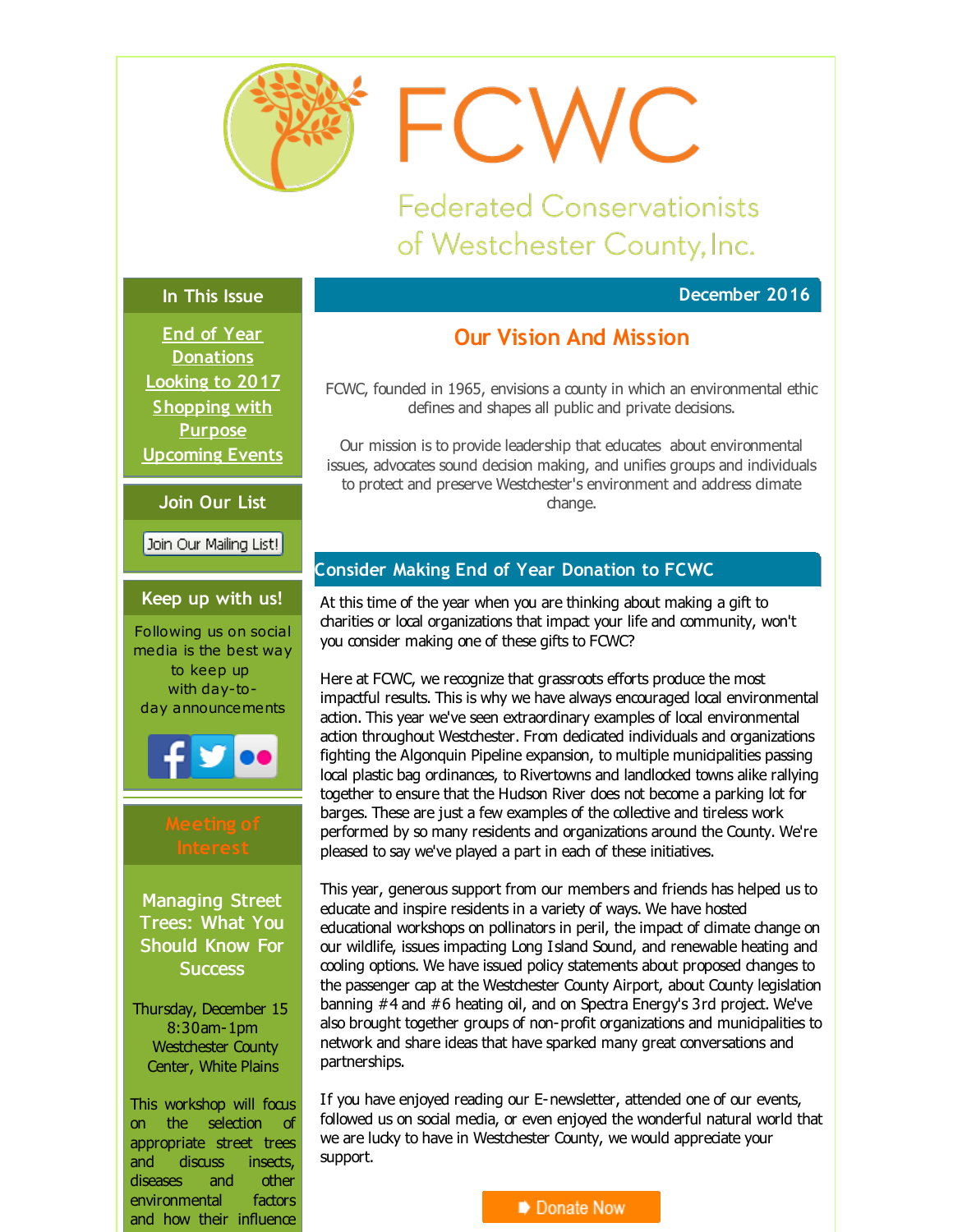# FCWC

Federated Conservationists of Westchester County, Inc.

## In This Issue

End of Year Donations
Looking to 2017
Shopping with Purpose
Upcoming Events

## Join Our List

Join Our Mailing List!

## Keep up with us!

Following us on social media is the best way to keep up with day-to-day announcements

## Meeting of Interest

### Managing Street Trees: What You Should Know For Success

Thursday, December 15
8:30am-1pm
Westchester County Center, White Plains

This workshop will focus on the selection of appropriate street trees and discuss insects, diseases and other environmental factors and how their influence

December 2016

## Our Vision And Mission

FCWC, founded in 1965, envisions a county in which an environmental ethic defines and shapes all public and private decisions.

Our mission is to provide leadership that educates about environmental issues, advocates sound decision making, and unifies groups and individuals to protect and preserve Westchester's environment and address climate change.

## Consider Making End of Year Donation to FCWC

At this time of the year when you are thinking about making a gift to charities or local organizations that impact your life and community, won't you consider making one of these gifts to FCWC?

Here at FCWC, we recognize that grassroots efforts produce the most impactful results. This is why we have always encouraged local environmental action. This year we've seen extraordinary examples of local environmental action throughout Westchester. From dedicated individuals and organizations fighting the Algonquin Pipeline expansion, to multiple municipalities passing local plastic bag ordinances, to Rivertowns and landlocked towns alike rallying together to ensure that the Hudson River does not become a parking lot for barges. These are just a few examples of the collective and tireless work performed by so many residents and organizations around the County. We're pleased to say we've played a part in each of these initiatives.

This year, generous support from our members and friends has helped us to educate and inspire residents in a variety of ways. We have hosted educational workshops on pollinators in peril, the impact of climate change on our wildlife, issues impacting Long Island Sound, and renewable heating and cooling options. We have issued policy statements about proposed changes to the passenger cap at the Westchester County Airport, about County legislation banning #4 and #6 heating oil, and on Spectra Energy's 3rd project. We've also brought together groups of non-profit organizations and municipalities to network and share ideas that have sparked many great conversations and partnerships.

If you have enjoyed reading our E-newsletter, attended one of our events, followed us on social media, or even enjoyed the wonderful natural world that we are lucky to have in Westchester County, we would appreciate your support.

Donate Now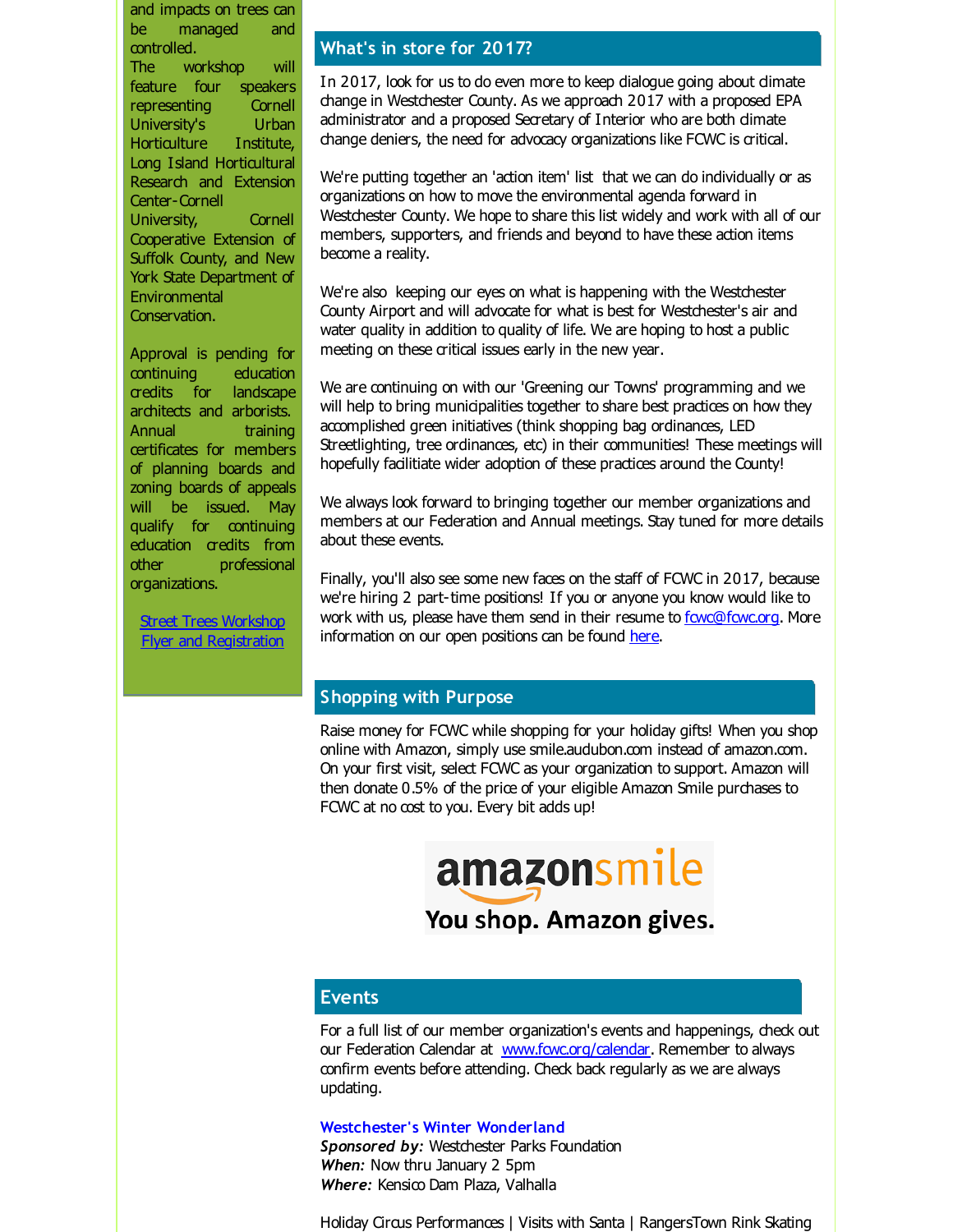and impacts on trees can be managed and controlled.

The workshop will feature four speakers representing Cornell University's Urban Horticulture Institute, Long Island Horticultural Research and Extension Center-Cornell University, Cornell Cooperative Extension of Suffolk County, and New York State Department of Environmental Conservation.

Approval is pending for continuing education credits for landscape architects and arborists. Annual training certificates for members of planning boards and zoning boards of appeals will be issued. May qualify for continuing education credits from other professional organizations.

[Street Trees Workshop Flyer and Registration]

## What's in store for 2017?

In 2017, look for us to do even more to keep dialogue going about climate change in Westchester County. As we approach 2017 with a proposed EPA administrator and a proposed Secretary of Interior who are both climate change deniers, the need for advocacy organizations like FCWC is critical.

We're putting together an 'action item' list that we can do individually or as organizations on how to move the environmental agenda forward in Westchester County. We hope to share this list widely and work with all of our members, supporters, and friends and beyond to have these action items become a reality.

We're also keeping our eyes on what is happening with the Westchester County Airport and will advocate for what is best for Westchester's air and water quality in addition to quality of life. We are hoping to host a public meeting on these critical issues early in the new year.

We are continuing on with our 'Greening our Towns' programming and we will help to bring municipalities together to share best practices on how they accomplished green initiatives (think shopping bag ordinances, LED Streetlighting, tree ordinances, etc) in their communities! These meetings will hopefully facilitiate wider adoption of these practices around the County!

We always look forward to bringing together our member organizations and members at our Federation and Annual meetings. Stay tuned for more details about these events.

Finally, you'll also see some new faces on the staff of FCWC in 2017, because we're hiring 2 part-time positions! If you or anyone you know would like to work with us, please have them send in their resume to fcwc@fcwc.org. More information on our open positions can be found here.

## Shopping with Purpose

Raise money for FCWC while shopping for your holiday gifts! When you shop online with Amazon, simply use smile.audubon.com instead of amazon.com. On your first visit, select FCWC as your organization to support. Amazon will then donate 0.5% of the price of your eligible Amazon Smile purchases to FCWC at no cost to you. Every bit adds up!

amazonsmile
You shop. Amazon gives.

## Events

For a full list of our member organization's events and happenings, check out our Federation Calendar at www.fcwc.org/calendar. Remember to always confirm events before attending. Check back regularly as we are always updating.

### Westchester's Winter Wonderland

***Sponsored by:*** Westchester Parks Foundation
***When:*** Now thru January 2 5pm
***Where:*** Kensico Dam Plaza, Valhalla

Holiday Circus Performances | Visits with Santa | RangersTown Rink Skating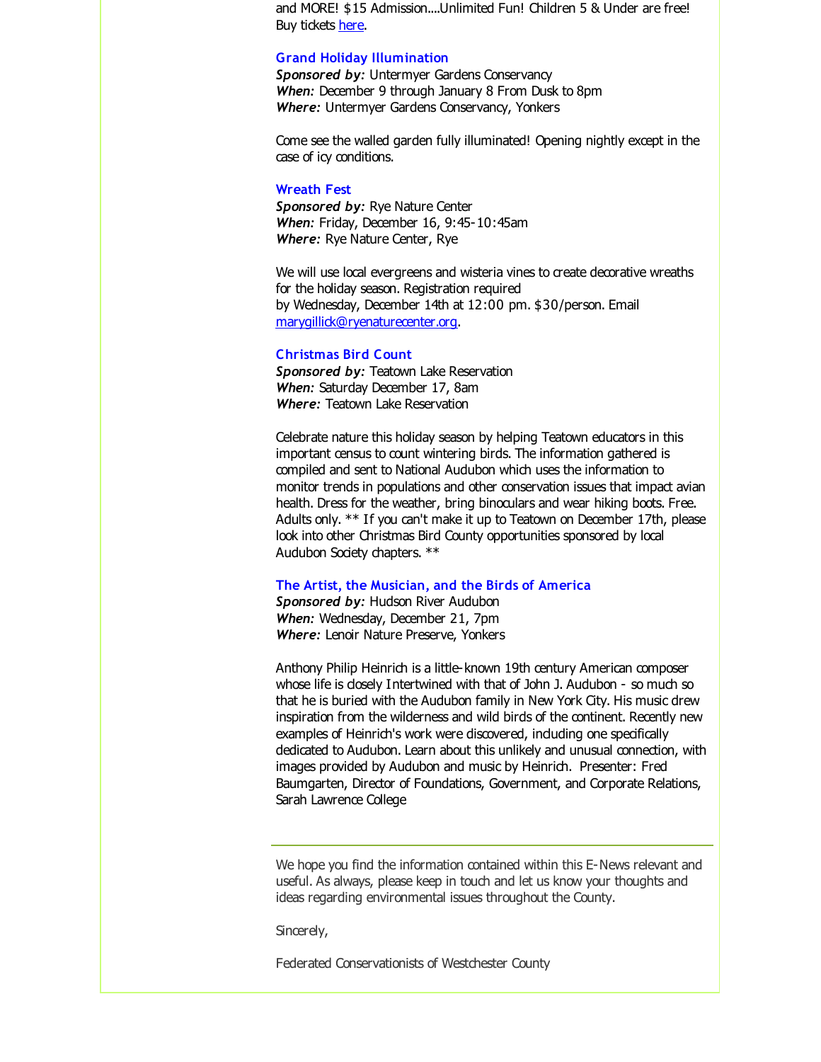and MORE! $15 Admission....Unlimited Fun! Children 5 & Under are free! Buy tickets here.

### Grand Holiday Illumination

***Sponsored by:*** Untermyer Gardens Conservancy
***When:*** December 9 through January 8 From Dusk to 8pm
***Where:*** Untermyer Gardens Conservancy, Yonkers

Come see the walled garden fully illuminated! Opening nightly except in the case of icy conditions.

### Wreath Fest

***Sponsored by:*** Rye Nature Center
***When:*** Friday, December 16, 9:45-10:45am
***Where:*** Rye Nature Center, Rye

We will use local evergreens and wisteria vines to create decorative wreaths for the holiday season. Registration required by Wednesday, December 14th at 12:00 pm. $30/person. Email marygillick@ryenaturecenter.org.

### Christmas Bird Count

***Sponsored by:*** Teatown Lake Reservation
***When:*** Saturday December 17, 8am
***Where:*** Teatown Lake Reservation

Celebrate nature this holiday season by helping Teatown educators in this important census to count wintering birds. The information gathered is compiled and sent to National Audubon which uses the information to monitor trends in populations and other conservation issues that impact avian health. Dress for the weather, bring binoculars and wear hiking boots. Free. Adults only. ** If you can't make it up to Teatown on December 17th, please look into other Christmas Bird County opportunities sponsored by local Audubon Society chapters. **

### The Artist, the Musician, and the Birds of America

***Sponsored by:*** Hudson River Audubon
***When:*** Wednesday, December 21, 7pm
***Where:*** Lenoir Nature Preserve, Yonkers

Anthony Philip Heinrich is a little-known 19th century American composer whose life is closely Intertwined with that of John J. Audubon - so much so that he is buried with the Audubon family in New York City. His music drew inspiration from the wilderness and wild birds of the continent. Recently new examples of Heinrich's work were discovered, including one specifically dedicated to Audubon. Learn about this unlikely and unusual connection, with images provided by Audubon and music by Heinrich. Presenter: Fred Baumgarten, Director of Foundations, Government, and Corporate Relations, Sarah Lawrence College

---

We hope you find the information contained within this E-News relevant and useful. As always, please keep in touch and let us know your thoughts and ideas regarding environmental issues throughout the County.

Sincerely,

Federated Conservationists of Westchester County